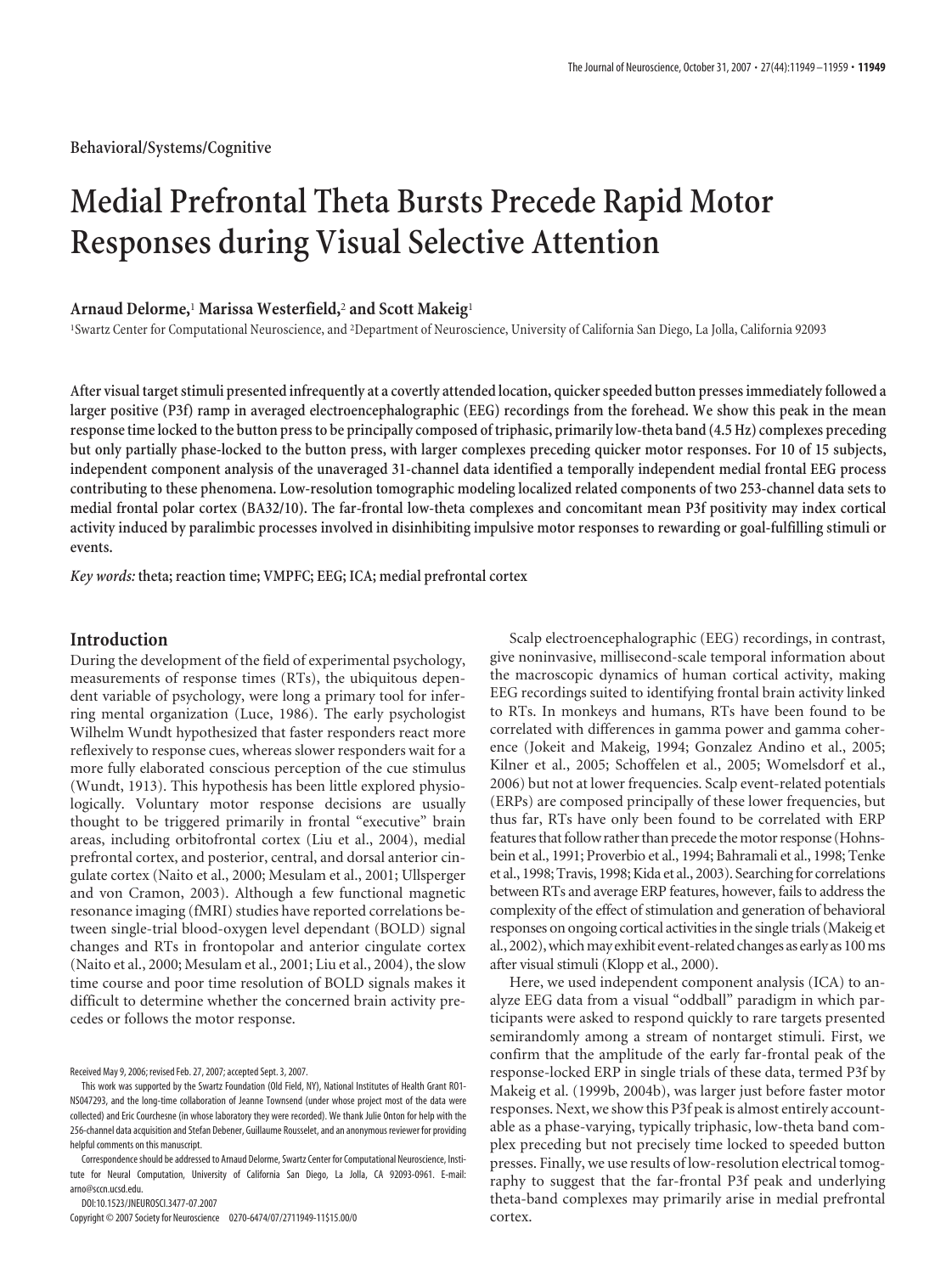Behavioral/Systems/Cognitive

# Medial Prefrontal Theta Bursts Precede Rapid Motor Responses during Visual Selective Attention

**Arnaud Delorme,[1] Marissa Westerfield,[2] and Scott Makeig[1]**

[1]Swartz Center for Computational Neuroscience, and [2]Department of Neuroscience, University of California San Diego, La Jolla, California 92093

**After visual target stimuli presented infrequently at a covertly attended location, quicker speeded button presses immediately followed a larger positive (P3f) ramp in averaged electroencephalographic (EEG) recordings from the forehead. We show this peak in the mean response time locked to the button press to be principally composed of triphasic, primarily low-theta band (4.5 Hz) complexes preceding but only partially phase-locked to the button press, with larger complexes preceding quicker motor responses. For 10 of 15 subjects, independent component analysis of the unaveraged 31-channel data identified a temporally independent medial frontal EEG process contributing to these phenomena. Low-resolution tomographic modeling localized related components of two 253-channel data sets to medial frontal polar cortex (BA32/10). The far-frontal low-theta complexes and concomitant mean P3f positivity may index cortical activity induced by paralimbic processes involved in disinhibiting impulsive motor responses to rewarding or goal-fulfilling stimuli or events.**

*Key words:* **theta; reaction time; VMPFC; EEG; ICA; medial prefrontal cortex**

## Introduction

During the development of the field of experimental psychology, measurements of response times (RTs), the ubiquitous dependent variable of psychology, were long a primary tool for inferring mental organization (Luce, 1986). The early psychologist Wilhelm Wundt hypothesized that faster responders react more reflexively to response cues, whereas slower responders wait for a more fully elaborated conscious perception of the cue stimulus (Wundt, 1913). This hypothesis has been little explored physiologically. Voluntary motor response decisions are usually thought to be triggered primarily in frontal "executive" brain areas, including orbitofrontal cortex (Liu et al., 2004), medial prefrontal cortex, and posterior, central, and dorsal anterior cingulate cortex (Naito et al., 2000; Mesulam et al., 2001; Ullsperger and von Cramon, 2003). Although a few functional magnetic resonance imaging (fMRI) studies have reported correlations between single-trial blood-oxygen level dependant (BOLD) signal changes and RTs in frontopolar and anterior cingulate cortex (Naito et al., 2000; Mesulam et al., 2001; Liu et al., 2004), the slow time course and poor time resolution of BOLD signals makes it difficult to determine whether the concerned brain activity precedes or follows the motor response.

Scalp electroencephalographic (EEG) recordings, in contrast, give noninvasive, millisecond-scale temporal information about the macroscopic dynamics of human cortical activity, making EEG recordings suited to identifying frontal brain activity linked to RTs. In monkeys and humans, RTs have been found to be correlated with differences in gamma power and gamma coherence (Jokeit and Makeig, 1994; Gonzalez Andino et al., 2005; Kilner et al., 2005; Schoffelen et al., 2005; Womelsdorf et al., 2006) but not at lower frequencies. Scalp event-related potentials (ERPs) are composed principally of these lower frequencies, but thus far, RTs have only been found to be correlated with ERP features that follow rather than precede the motor response (Hohnsbein et al., 1991; Proverbio et al., 1994; Bahramali et al., 1998; Tenke et al., 1998; Travis, 1998; Kida et al., 2003). Searching for correlations between RTs and average ERP features, however, fails to address the complexity of the effect of stimulation and generation of behavioral responses on ongoing cortical activities in the single trials (Makeig et al., 2002), which may exhibit event-related changes as early as 100 ms after visual stimuli (Klopp et al., 2000).

Here, we used independent component analysis (ICA) to analyze EEG data from a visual "oddball" paradigm in which participants were asked to respond quickly to rare targets presented semirandomly among a stream of nontarget stimuli. First, we confirm that the amplitude of the early far-frontal peak of the response-locked ERP in single trials of these data, termed P3f by Makeig et al. (1999b, 2004b), was larger just before faster motor responses. Next, we show this P3f peak is almost entirely accountable as a phase-varying, typically triphasic, low-theta band complex preceding but not precisely time locked to speeded button presses. Finally, we use results of low-resolution electrical tomography to suggest that the far-frontal P3f peak and underlying theta-band complexes may primarily arise in medial prefrontal cortex.

Received May 9, 2006; revised Feb. 27, 2007; accepted Sept. 3, 2007.

This work was supported by the Swartz Foundation (Old Field, NY), National Institutes of Health Grant R01-NS047293, and the long-time collaboration of Jeanne Townsend (under whose project most of the data were collected) and Eric Courchesne (in whose laboratory they were recorded). We thank Julie Onton for help with the 256-channel data acquisition and Stefan Debener, Guillaume Rousselet, and an anonymous reviewer for providing helpful comments on this manuscript.

Correspondence should be addressed to Arnaud Delorme, Swartz Center for Computational Neuroscience, Institute for Neural Computation, University of California San Diego, La Jolla, CA 92093-0961. E-mail: arno@sccn.ucsd.edu.

DOI:10.1523/JNEUROSCI.3477-07.2007

Copyright © 2007 Society for Neuroscience 0270-6474/07/2711949-11$15.00/0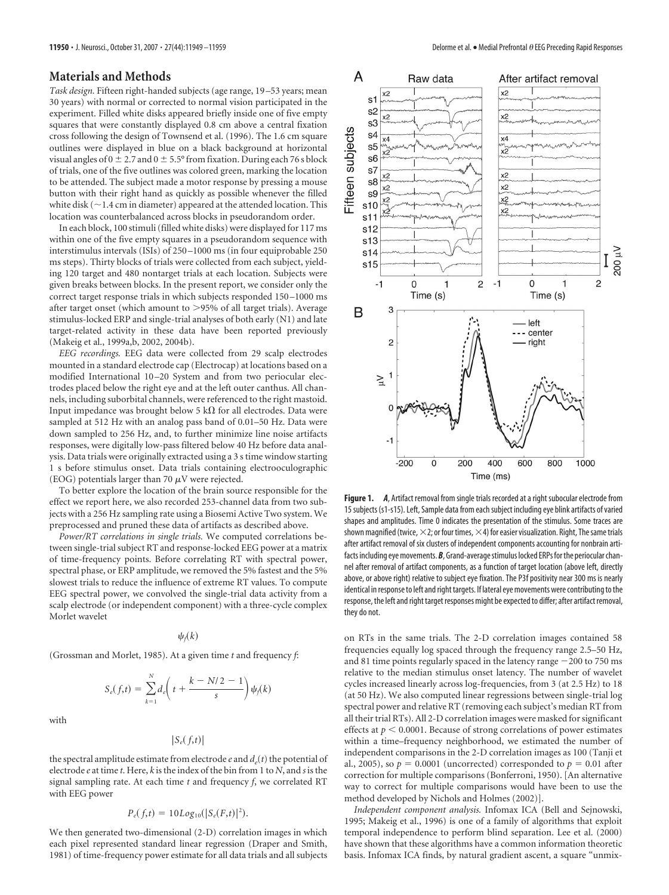## Materials and Methods

*Task design.* Fifteen right-handed subjects (age range, 19–53 years; mean 30 years) with normal or corrected to normal vision participated in the experiment. Filled white disks appeared briefly inside one of five empty squares that were constantly displayed 0.8 cm above a central fixation cross following the design of Townsend et al. (1996). The 1.6 cm square outlines were displayed in blue on a black background at horizontal visual angles of 0 ± 2.7 and 0 ± 5.5° from fixation. During each 76 s block of trials, one of the five outlines was colored green, marking the location to be attended. The subject made a motor response by pressing a mouse button with their right hand as quickly as possible whenever the filled white disk (~1.4 cm in diameter) appeared at the attended location. This location was counterbalanced across blocks in pseudorandom order.

In each block, 100 stimuli (filled white disks) were displayed for 117 ms within one of the five empty squares in a pseudorandom sequence with interstimulus intervals (ISIs) of 250–1000 ms (in four equiprobable 250 ms steps). Thirty blocks of trials were collected from each subject, yielding 120 target and 480 nontarget trials at each location. Subjects were given breaks between blocks. In the present report, we consider only the correct target response trials in which subjects responded 150–1000 ms after target onset (which amount to >95% of all target trials). Average stimulus-locked ERP and single-trial analyses of both early (N1) and late target-related activity in these data have been reported previously (Makeig et al., 1999a,b, 2002, 2004b).

*EEG recordings.* EEG data were collected from 29 scalp electrodes mounted in a standard electrode cap (Electrocap) at locations based on a modified International 10–20 System and from two periocular electrodes placed below the right eye and at the left outer canthus. All channels, including suborbital channels, were referenced to the right mastoid. Input impedance was brought below 5 kΩ for all electrodes. Data were sampled at 512 Hz with an analog pass band of 0.01–50 Hz. Data were down sampled to 256 Hz, and, to further minimize line noise artifacts responses, were digitally low-pass filtered below 40 Hz before data analysis. Data trials were originally extracted using a 3 s time window starting 1 s before stimulus onset. Data trials containing electrooculographic (EOG) potentials larger than 70 μV were rejected.

To better explore the location of the brain source responsible for the effect we report here, we also recorded 253-channel data from two subjects with a 256 Hz sampling rate using a Biosemi Active Two system. We preprocessed and pruned these data of artifacts as described above.

*Power/RT correlations in single trials.* We computed correlations between single-trial subject RT and response-locked EEG power at a matrix of time-frequency points. Before correlating RT with spectral power, spectral phase, or ERP amplitude, we removed the 5% fastest and the 5% slowest trials to reduce the influence of extreme RT values. To compute EEG spectral power, we convolved the single-trial data activity from a scalp electrode (or independent component) with a three-cycle complex Morlet wavelet

$$\psi_f(k)$$

(Grossman and Morlet, 1985). At a given time $t$ and frequency $f$:

$$S_e(f,t) = \sum_{k=1}^{N} d_e\left(t + \frac{k - N/2 - 1}{s}\right)\psi_f(k)$$

with

$$|S_e(f,t)|$$

the spectral amplitude estimate from electrode $e$ and $d_e(t)$ the potential of electrode $e$ at time $t$. Here, $k$ is the index of the bin from 1 to $N$, and $s$ is the signal sampling rate. At each time $t$ and frequency $f$, we correlated RT with EEG power

$$P_e(f,t) = 10Log_{10}(|S_e(F,t)|^2).$$

We then generated two-dimensional (2-D) correlation images in which each pixel represented standard linear regression (Draper and Smith, 1981) of time-frequency power estimate for all data trials and all subjects on RTs in the same trials. The 2-D correlation images contained 58 frequencies equally log spaced through the frequency range 2.5–50 Hz, and 81 time points regularly spaced in the latency range −200 to 750 ms relative to the median stimulus onset latency. The number of wavelet cycles increased linearly across log-frequencies, from 3 (at 2.5 Hz) to 18 (at 50 Hz). We also computed linear regressions between single-trial log spectral power and relative RT (removing each subject's median RT from all their trial RTs). All 2-D correlation images were masked for significant effects at $p < 0.0001$. Because of strong correlations of power estimates within a time–frequency neighborhood, we estimated the number of independent comparisons in the 2-D correlation images as 100 (Tanji et al., 2005), so $p = 0.0001$ (uncorrected) corresponded to $p = 0.01$ after correction for multiple comparisons (Bonferroni, 1950). [An alternative way to correct for multiple comparisons would have been to use the method developed by Nichols and Holmes (2002)].

*Independent component analysis.* Infomax ICA (Bell and Sejnowski, 1995; Makeig et al., 1996) is one of a family of algorithms that exploit temporal independence to perform blind separation. Lee et al. (2000) have shown that these algorithms have a common information theoretic basis. Infomax ICA finds, by natural gradient ascent, a square "unmix-

**Figure 1.** ***A***, Artifact removal from single trials recorded at a right subocular electrode from 15 subjects (s1-s15). Left, Sample data from each subject including eye blink artifacts of varied shapes and amplitudes. Time 0 indicates the presentation of the stimulus. Some traces are shown magnified (twice, ×2; or four times, ×4) for easier visualization. Right, The same trials after artifact removal of six clusters of independent components accounting for nonbrain artifacts including eye movements. ***B***, Grand-average stimulus locked ERPs for the periocular channel after removal of artifact components, as a function of target location (above left, directly above, or above right) relative to subject eye fixation. The P3f positivity near 300 ms is nearly identical in response to left and right targets. If lateral eye movements were contributing to the response, the left and right target responses might be expected to differ; after artifact removal, they do not.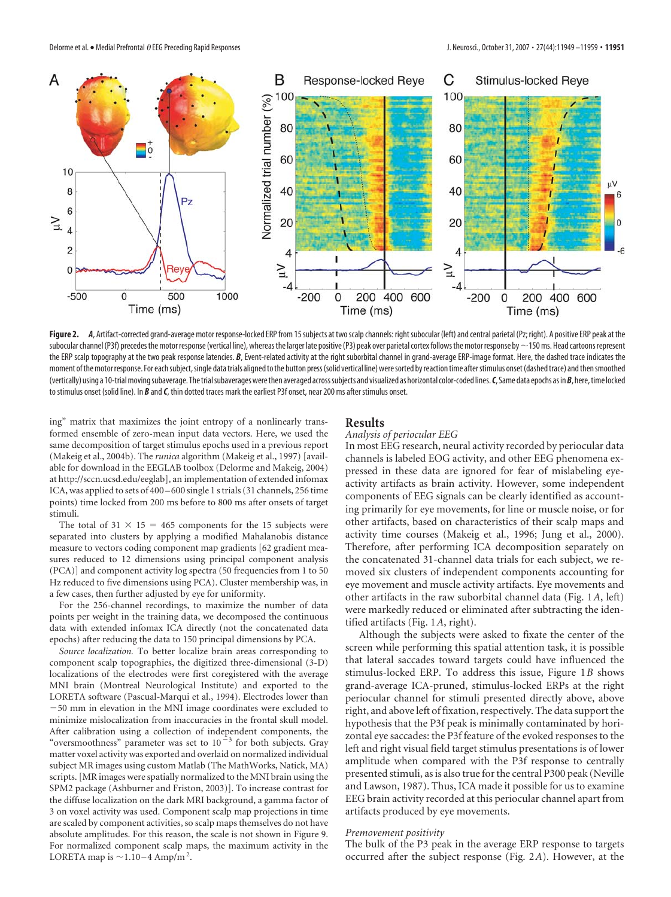**Figure 2.** ***A***, Artifact-corrected grand-average motor response-locked ERP from 15 subjects at two scalp channels: right subocular (left) and central parietal (Pz; right). A positive ERP peak at the subocular channel (P3f) precedes the motor response (vertical line), whereas the larger late positive (P3) peak over parietal cortex follows the motor response by ~150 ms. Head cartoons represent the ERP scalp topography at the two peak response latencies. ***B***, Event-related activity at the right suborbital channel in grand-average ERP-image format. Here, the dashed trace indicates the moment of the motor response. For each subject, single data trials aligned to the button press (solid vertical line) were sorted by reaction time after stimulus onset (dashed trace) and then smoothed (vertically) using a 10-trial moving subaverage. The trial subaverages were then averaged across subjects and visualized as horizontal color-coded lines. ***C***, Same data epochs as in ***B***, here, time locked to stimulus onset (solid line). In ***B*** and ***C***, thin dotted traces mark the earliest P3f onset, near 200 ms after stimulus onset.

ing" matrix that maximizes the joint entropy of a nonlinearly transformed ensemble of zero-mean input data vectors. Here, we used the same decomposition of target stimulus epochs used in a previous report (Makeig et al., 2004b). The *runica* algorithm (Makeig et al., 1997) [available for download in the EEGLAB toolbox (Delorme and Makeig, 2004) at http://sccn.ucsd.edu/eeglab], an implementation of extended infomax ICA, was applied to sets of 400–600 single 1 s trials (31 channels, 256 time points) time locked from 200 ms before to 800 ms after onsets of target stimuli.

The total of $31 \times 15 = 465$ components for the 15 subjects were separated into clusters by applying a modified Mahalanobis distance measure to vectors coding component map gradients [62 gradient measures reduced to 12 dimensions using principal component analysis (PCA)] and component activity log spectra (50 frequencies from 1 to 50 Hz reduced to five dimensions using PCA). Cluster membership was, in a few cases, then further adjusted by eye for uniformity.

For the 256-channel recordings, to maximize the number of data points per weight in the training data, we decomposed the continuous data with extended infomax ICA directly (not the concatenated data epochs) after reducing the data to 150 principal dimensions by PCA.

*Source localization.* To better localize brain areas corresponding to component scalp topographies, the digitized three-dimensional (3-D) localizations of the electrodes were first coregistered with the average MNI brain (Montreal Neurological Institute) and exported to the LORETA software (Pascual-Marqui et al., 1994). Electrodes lower than −50 mm in elevation in the MNI image coordinates were excluded to minimize mislocalization from inaccuracies in the frontal skull model. After calibration using a collection of independent components, the "oversmoothness" parameter was set to $10^{-3}$ for both subjects. Gray matter voxel activity was exported and overlaid on normalized individual subject MR images using custom Matlab (The MathWorks, Natick, MA) scripts. [MR images were spatially normalized to the MNI brain using the SPM2 package (Ashburner and Friston, 2003)]. To increase contrast for the diffuse localization on the dark MRI background, a gamma factor of 3 on voxel activity was used. Component scalp map projections in time are scaled by component activities, so scalp maps themselves do not have absolute amplitudes. For this reason, the scale is not shown in Figure 9. For normalized component scalp maps, the maximum activity in the LORETA map is ~1.10–4 Amp/m$^2$.

## Results

### Analysis of periocular EEG

In most EEG research, neural activity recorded by periocular data channels is labeled EOG activity, and other EEG phenomena expressed in these data are ignored for fear of mislabeling eye-activity artifacts as brain activity. However, some independent components of EEG signals can be clearly identified as accounting primarily for eye movements, for line or muscle noise, or for other artifacts, based on characteristics of their scalp maps and activity time courses (Makeig et al., 1996; Jung et al., 2000). Therefore, after performing ICA decomposition separately on the concatenated 31-channel data trials for each subject, we removed six clusters of independent components accounting for eye movement and muscle activity artifacts. Eye movements and other artifacts in the raw suborbital channel data (Fig. 1*A*, left) were markedly reduced or eliminated after subtracting the identified artifacts (Fig. 1*A*, right).

Although the subjects were asked to fixate the center of the screen while performing this spatial attention task, it is possible that lateral saccades toward targets could have influenced the stimulus-locked ERP. To address this issue, Figure 1*B* shows grand-average ICA-pruned, stimulus-locked ERPs at the right periocular channel for stimuli presented directly above, above right, and above left of fixation, respectively. The data support the hypothesis that the P3f peak is minimally contaminated by horizontal eye saccades: the P3f feature of the evoked responses to the left and right visual field target stimulus presentations is of lower amplitude when compared with the P3f response to centrally presented stimuli, as is also true for the central P300 peak (Neville and Lawson, 1987). Thus, ICA made it possible for us to examine EEG brain activity recorded at this periocular channel apart from artifacts produced by eye movements.

### Premovement positivity

The bulk of the P3 peak in the average ERP response to targets occurred after the subject response (Fig. 2*A*). However, at the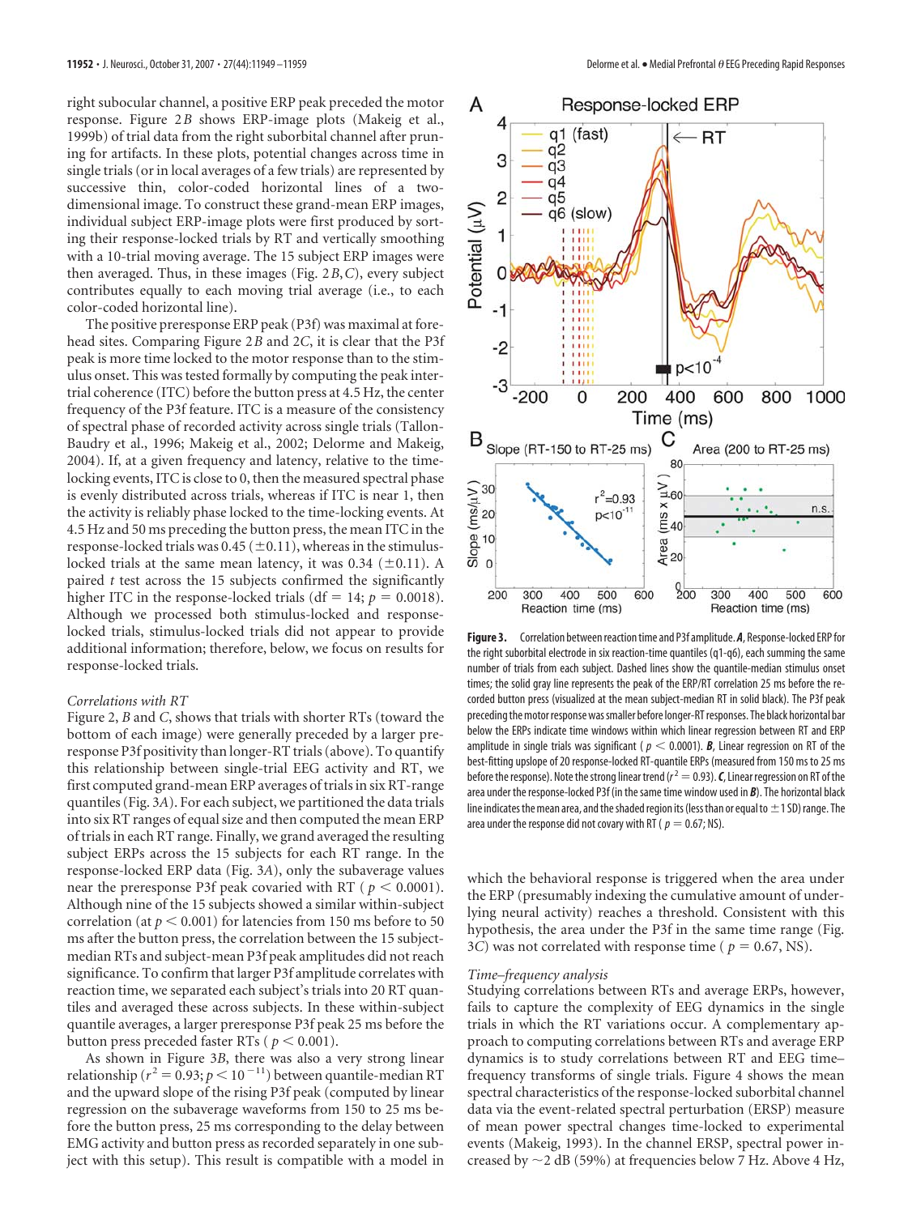right subocular channel, a positive ERP peak preceded the motor response. Figure 2*B* shows ERP-image plots (Makeig et al., 1999b) of trial data from the right suborbital channel after pruning for artifacts. In these plots, potential changes across time in single trials (or in local averages of a few trials) are represented by successive thin, color-coded horizontal lines of a two-dimensional image. To construct these grand-mean ERP images, individual subject ERP-image plots were first produced by sorting their response-locked trials by RT and vertically smoothing with a 10-trial moving average. The 15 subject ERP images were then averaged. Thus, in these images (Fig. 2*B*,*C*), every subject contributes equally to each moving trial average (i.e., to each color-coded horizontal line).

The positive preresponse ERP peak (P3f) was maximal at forehead sites. Comparing Figure 2*B* and 2*C*, it is clear that the P3f peak is more time locked to the motor response than to the stimulus onset. This was tested formally by computing the peak intertrial coherence (ITC) before the button press at 4.5 Hz, the center frequency of the P3f feature. ITC is a measure of the consistency of spectral phase of recorded activity across single trials (Tallon-Baudry et al., 1996; Makeig et al., 2002; Delorme and Makeig, 2004). If, at a given frequency and latency, relative to the time-locking events, ITC is close to 0, then the measured spectral phase is evenly distributed across trials, whereas if ITC is near 1, then the activity is reliably phase locked to the time-locking events. At 4.5 Hz and 50 ms preceding the button press, the mean ITC in the response-locked trials was 0.45 ($\pm 0.11$), whereas in the stimulus-locked trials at the same mean latency, it was 0.34 ($\pm 0.11$). A paired $t$ test across the 15 subjects confirmed the significantly higher ITC in the response-locked trials (df = 14; $p = 0.0018$). Although we processed both stimulus-locked and response-locked trials, stimulus-locked trials did not appear to provide additional information; therefore, below, we focus on results for response-locked trials.

### *Correlations with RT*

Figure 2, *B* and *C*, shows that trials with shorter RTs (toward the bottom of each image) were generally preceded by a larger preresponse P3f positivity than longer-RT trials (above). To quantify this relationship between single-trial EEG activity and RT, we first computed grand-mean ERP averages of trials in six RT-range quantiles (Fig. 3*A*). For each subject, we partitioned the data trials into six RT ranges of equal size and then computed the mean ERP of trials in each RT range. Finally, we grand averaged the resulting subject ERPs across the 15 subjects for each RT range. In the response-locked ERP data (Fig. 3*A*), only the subaverage values near the preresponse P3f peak covaried with RT ($p < 0.0001$). Although nine of the 15 subjects showed a similar within-subject correlation (at $p < 0.001$) for latencies from 150 ms before to 50 ms after the button press, the correlation between the 15 subject-median RTs and subject-mean P3f peak amplitudes did not reach significance. To confirm that larger P3f amplitude correlates with reaction time, we separated each subject's trials into 20 RT quantiles and averaged these across subjects. In these within-subject quantile averages, a larger preresponse P3f peak 25 ms before the button press preceded faster RTs ($p < 0.001$).

As shown in Figure 3*B*, there was also a very strong linear relationship ($r^2 = 0.93$; $p < 10^{-11}$) between quantile-median RT and the upward slope of the rising P3f peak (computed by linear regression on the subaverage waveforms from 150 to 25 ms before the button press, 25 ms corresponding to the delay between EMG activity and button press as recorded separately in one subject with this setup). This result is compatible with a model in which the behavioral response is triggered when the area under the ERP (presumably indexing the cumulative amount of underlying neural activity) reaches a threshold. Consistent with this hypothesis, the area under the P3f in the same time range (Fig. 3*C*) was not correlated with response time ($p = 0.67$, NS).

**Figure 3.** Correlation between reaction time and P3f amplitude. ***A***, Response-locked ERP for the right suborbital electrode in six reaction-time quantiles (q1-q6), each summing the same number of trials from each subject. Dashed lines show the quantile-median stimulus onset times; the solid gray line represents the peak of the ERP/RT correlation 25 ms before the recorded button press (visualized at the mean subject-median RT in solid black). The P3f peak preceding the motor response was smaller before longer-RT responses. The black horizontal bar below the ERPs indicate time windows within which linear regression between RT and ERP amplitude in single trials was significant ($p < 0.0001$). ***B***, Linear regression on RT of the best-fitting upslope of 20 response-locked RT-quantile ERPs (measured from 150 ms to 25 ms before the response). Note the strong linear trend ($r^2 = 0.93$). ***C***, Linear regression on RT of the area under the response-locked P3f (in the same time window used in ***B***). The horizontal black line indicates the mean area, and the shaded region its (less than or equal to $\pm 1$ SD) range. The area under the response did not covary with RT ($p = 0.67$; NS).

### *Time–frequency analysis*

Studying correlations between RTs and average ERPs, however, fails to capture the complexity of EEG dynamics in the single trials in which the RT variations occur. A complementary approach to computing correlations between RTs and average ERP dynamics is to study correlations between RT and EEG time–frequency transforms of single trials. Figure 4 shows the mean spectral characteristics of the response-locked suborbital channel data via the event-related spectral perturbation (ERSP) measure of mean power spectral changes time-locked to experimental events (Makeig, 1993). In the channel ERSP, spectral power increased by ~2 dB (59%) at frequencies below 7 Hz. Above 4 Hz,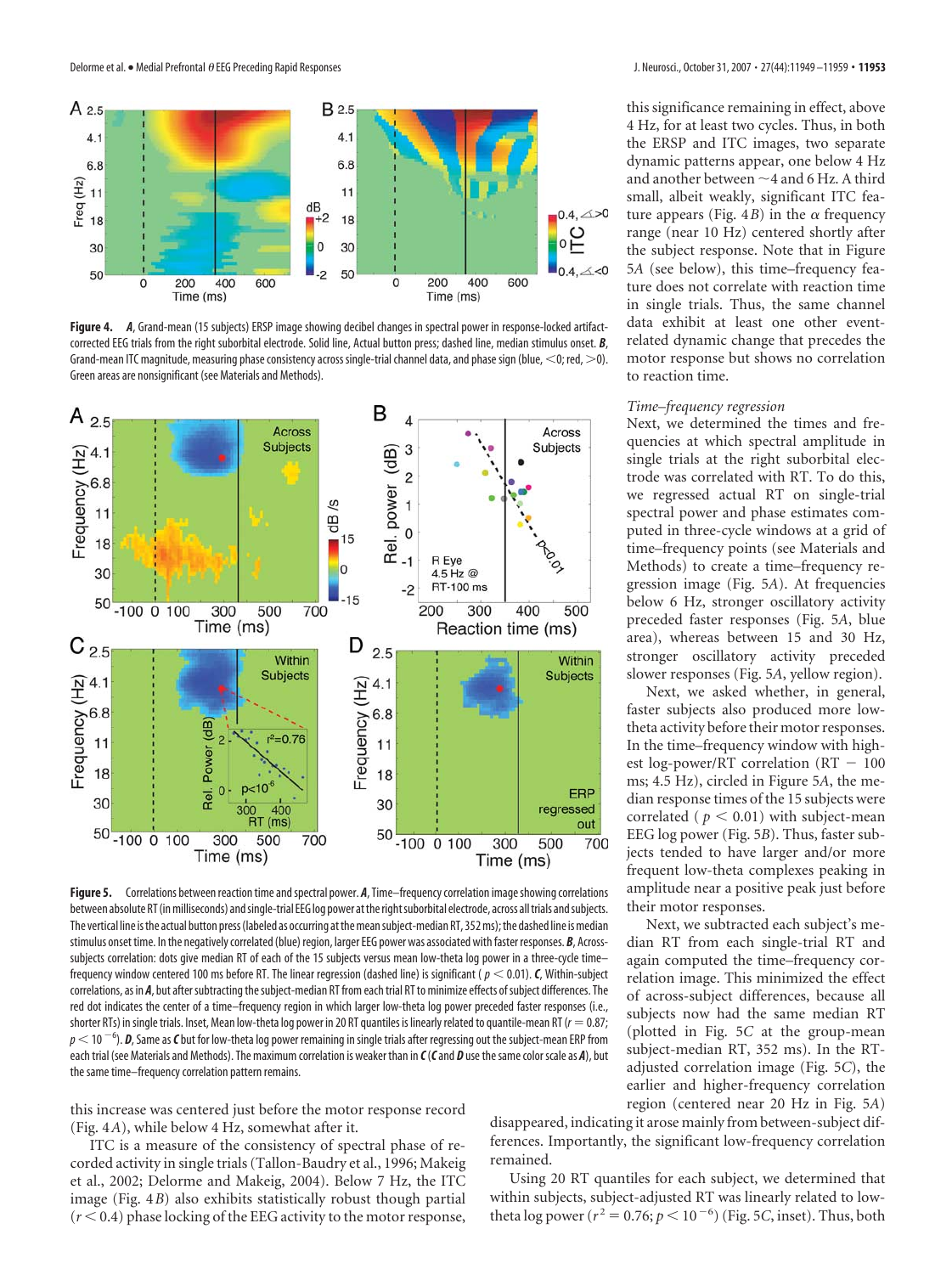**Figure 4.** ***A***, Grand-mean (15 subjects) ERSP image showing decibel changes in spectral power in response-locked artifact-corrected EEG trials from the right suborbital electrode. Solid line, Actual button press; dashed line, median stimulus onset. ***B***, Grand-mean ITC magnitude, measuring phase consistency across single-trial channel data, and phase sign (blue, <0; red, >0). Green areas are nonsignificant (see Materials and Methods).

**Figure 5.** Correlations between reaction time and spectral power. ***A***, Time–frequency correlation image showing correlations between absolute RT (in milliseconds) and single-trial EEG log power at the right suborbital electrode, across all trials and subjects. The vertical line is the actual button press (labeled as occurring at the mean subject-median RT, 352 ms); the dashed line is median stimulus onset time. In the negatively correlated (blue) region, larger EEG power was associated with faster responses. ***B***, Across-subjects correlation: dots give median RT of each of the 15 subjects versus mean low-theta log power in a three-cycle time–frequency window centered 100 ms before RT. The linear regression (dashed line) is significant ($p < 0.01$). ***C***, Within-subject correlations, as in ***A***, but after subtracting the subject-median RT from each trial RT to minimize effects of subject differences. The red dot indicates the center of a time–frequency region in which larger low-theta log power preceded faster responses (i.e., shorter RTs) in single trials. Inset, Mean low-theta log power in 20 RT quantiles is linearly related to quantile-mean RT ($r = 0.87$; $p < 10^{-6}$). ***D***, Same as ***C*** but for low-theta log power remaining in single trials after regressing out the subject-mean ERP from each trial (see Materials and Methods). The maximum correlation is weaker than in ***C*** (***C*** and ***D*** use the same color scale as ***A***), but the same time–frequency correlation pattern remains.

this increase was centered just before the motor response record (Fig. 4*A*), while below 4 Hz, somewhat after it.

ITC is a measure of the consistency of spectral phase of recorded activity in single trials (Tallon-Baudry et al., 1996; Makeig et al., 2002; Delorme and Makeig, 2004). Below 7 Hz, the ITC image (Fig. 4*B*) also exhibits statistically robust though partial ($r < 0.4$) phase locking of the EEG activity to the motor response, this significance remaining in effect, above 4 Hz, for at least two cycles. Thus, in both the ERSP and ITC images, two separate dynamic patterns appear, one below 4 Hz and another between ~4 and 6 Hz. A third small, albeit weakly, significant ITC feature appears (Fig. 4*B*) in the α frequency range (near 10 Hz) centered shortly after the subject response. Note that in Figure 5*A* (see below), this time–frequency feature does not correlate with reaction time in single trials. Thus, the same channel data exhibit at least one other event-related dynamic change that precedes the motor response but shows no correlation to reaction time.

*Time–frequency regression*

Next, we determined the times and frequencies at which spectral amplitude in single trials at the right suborbital electrode was correlated with RT. To do this, we regressed actual RT on single-trial spectral power and phase estimates computed in three-cycle windows at a grid of time–frequency points (see Materials and Methods) to create a time–frequency regression image (Fig. 5*A*). At frequencies below 6 Hz, stronger oscillatory activity preceded faster responses (Fig. 5*A*, blue area), whereas between 15 and 30 Hz, stronger oscillatory activity preceded slower responses (Fig. 5*A*, yellow region).

Next, we asked whether, in general, faster subjects also produced more low-theta activity before their motor responses. In the time–frequency window with highest log-power/RT correlation (RT − 100 ms; 4.5 Hz), circled in Figure 5*A*, the median response times of the 15 subjects were correlated ($p < 0.01$) with subject-mean EEG log power (Fig. 5*B*). Thus, faster subjects tended to have larger and/or more frequent low-theta complexes peaking in amplitude near a positive peak just before their motor responses.

Next, we subtracted each subject's median RT from each single-trial RT and again computed the time–frequency correlation image. This minimized the effect of across-subject differences, because all subjects now had the same median RT (plotted in Fig. 5*C* at the group-mean subject-median RT, 352 ms). In the RT-adjusted correlation image (Fig. 5*C*), the earlier and higher-frequency correlation region (centered near 20 Hz in Fig. 5*A*) disappeared, indicating it arose mainly from between-subject differences. Importantly, the significant low-frequency correlation remained.

Using 20 RT quantiles for each subject, we determined that within subjects, subject-adjusted RT was linearly related to low-theta log power ($r^2 = 0.76$; $p < 10^{-6}$) (Fig. 5*C*, inset). Thus, both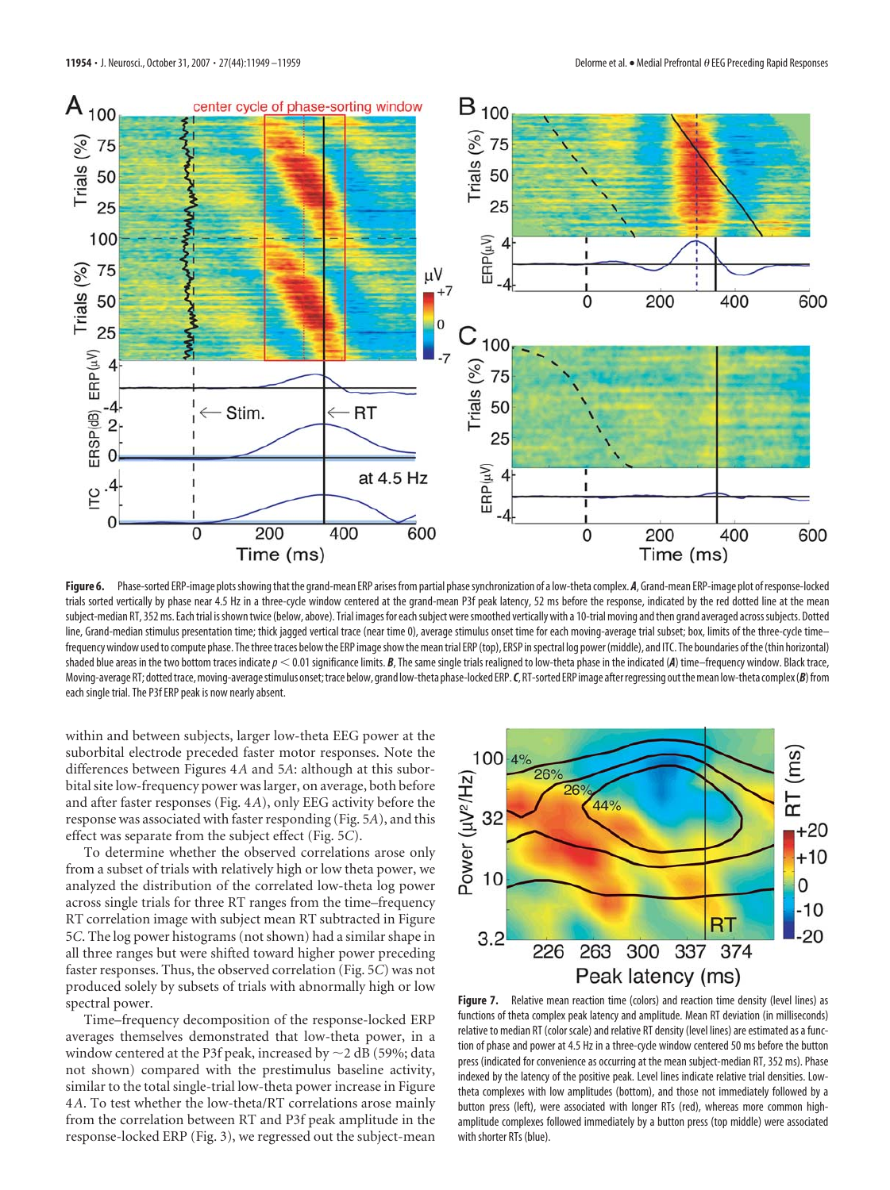**Figure 6.** Phase-sorted ERP-image plots showing that the grand-mean ERP arises from partial phase synchronization of a low-theta complex. ***A***, Grand-mean ERP-image plot of response-locked trials sorted vertically by phase near 4.5 Hz in a three-cycle window centered at the grand-mean P3f peak latency, 52 ms before the response, indicated by the red dotted line at the mean subject-median RT, 352 ms. Each trial is shown twice (below, above). Trial images for each subject were smoothed vertically with a 10-trial moving and then grand averaged across subjects. Dotted line, Grand-median stimulus presentation time; thick jagged vertical trace (near time 0), average stimulus onset time for each moving-average trial subset; box, limits of the three-cycle time–frequency window used to compute phase. The three traces below the ERP image show the mean trial ERP (top), ERSP in spectral log power (middle), and ITC. The boundaries of the (thin horizontal) shaded blue areas in the two bottom traces indicate $p < 0.01$ significance limits. ***B***, The same single trials realigned to low-theta phase in the indicated (***A***) time–frequency window. Black trace, Moving-average RT; dotted trace, moving-average stimulus onset; trace below, grand low-theta phase-locked ERP. ***C***, RT-sorted ERP image after regressing out the mean low-theta complex (***B***) from each single trial. The P3f ERP peak is now nearly absent.

within and between subjects, larger low-theta EEG power at the suborbital electrode preceded faster motor responses. Note the differences between Figures 4*A* and 5*A*: although at this suborbital site low-frequency power was larger, on average, both before and after faster responses (Fig. 4*A*), only EEG activity before the response was associated with faster responding (Fig. 5*A*), and this effect was separate from the subject effect (Fig. 5*C*).

To determine whether the observed correlations arose only from a subset of trials with relatively high or low theta power, we analyzed the distribution of the correlated low-theta log power across single trials for three RT ranges from the time–frequency RT correlation image with subject mean RT subtracted in Figure 5*C*. The log power histograms (not shown) had a similar shape in all three ranges but were shifted toward higher power preceding faster responses. Thus, the observed correlation (Fig. 5*C*) was not produced solely by subsets of trials with abnormally high or low spectral power.

Time–frequency decomposition of the response-locked ERP averages themselves demonstrated that low-theta power, in a window centered at the P3f peak, increased by ~2 dB (59%; data not shown) compared with the prestimulus baseline activity, similar to the total single-trial low-theta power increase in Figure 4*A*. To test whether the low-theta/RT correlations arose mainly from the correlation between RT and P3f peak amplitude in the response-locked ERP (Fig. 3), we regressed out the subject-mean

**Figure 7.** Relative mean reaction time (colors) and reaction time density (level lines) as functions of theta complex peak latency and amplitude. Mean RT deviation (in milliseconds) relative to median RT (color scale) and relative RT density (level lines) are estimated as a function of phase and power at 4.5 Hz in a three-cycle window centered 50 ms before the button press (indicated for convenience as occurring at the mean subject-median RT, 352 ms). Phase indexed by the latency of the positive peak. Level lines indicate relative trial densities. Low-theta complexes with low amplitudes (bottom), and those not immediately followed by a button press (left), were associated with longer RTs (red), whereas more common high-amplitude complexes followed immediately by a button press (top middle) were associated with shorter RTs (blue).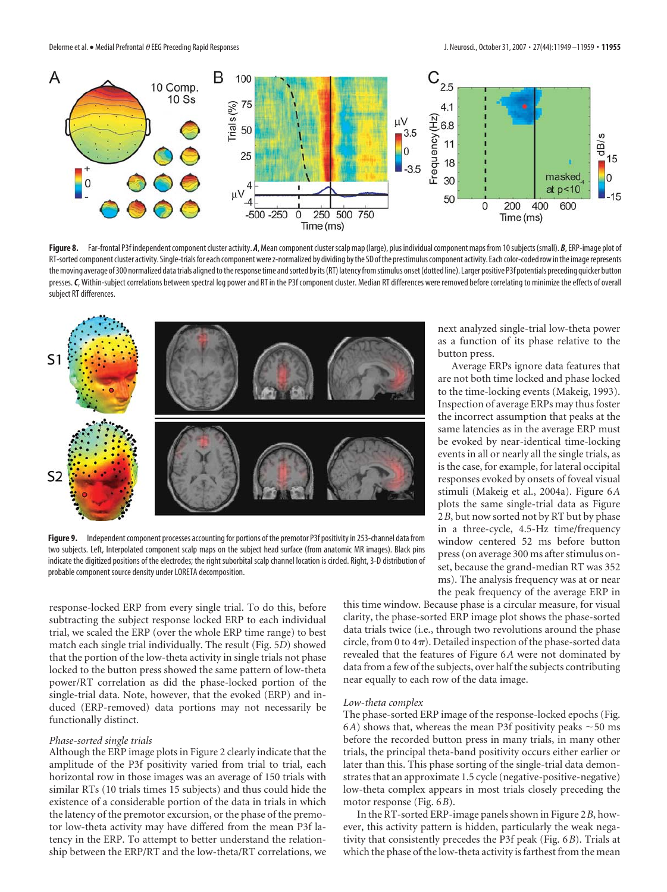**Figure 8.** Far-frontal P3f independent component cluster activity. ***A***, Mean component cluster scalp map (large), plus individual component maps from 10 subjects (small). ***B***, ERP-image plot of RT-sorted component cluster activity. Single-trials for each component were z-normalized by dividing by the SD of the prestimulus component activity. Each color-coded row in the image represents the moving average of 300 normalized data trials aligned to the response time and sorted by its (RT) latency from stimulus onset (dotted line). Larger positive P3f potentials preceding quicker button presses. ***C***, Within-subject correlations between spectral log power and RT in the P3f component cluster. Median RT differences were removed before correlating to minimize the effects of overall subject RT differences.

**Figure 9.** Independent component processes accounting for portions of the premotor P3f positivity in 253-channel data from two subjects. Left, Interpolated component scalp maps on the subject head surface (from anatomic MR images). Black pins indicate the digitized positions of the electrodes; the right suborbital scalp channel location is circled. Right, 3-D distribution of probable component source density under LORETA decomposition.

response-locked ERP from every single trial. To do this, before subtracting the subject response locked ERP to each individual trial, we scaled the ERP (over the whole ERP time range) to best match each single trial individually. The result (Fig. 5*D*) showed that the portion of the low-theta activity in single trials not phase locked to the button press showed the same pattern of low-theta power/RT correlation as did the phase-locked portion of the single-trial data. Note, however, that the evoked (ERP) and induced (ERP-removed) data portions may not necessarily be functionally distinct.

*Phase-sorted single trials*

Although the ERP image plots in Figure 2 clearly indicate that the amplitude of the P3f positivity varied from trial to trial, each horizontal row in those images was an average of 150 trials with similar RTs (10 trials times 15 subjects) and thus could hide the existence of a considerable portion of the data in trials in which the latency of the premotor excursion, or the phase of the premotor low-theta activity may have differed from the mean P3f latency in the ERP. To attempt to better understand the relationship between the ERP/RT and the low-theta/RT correlations, we next analyzed single-trial low-theta power as a function of its phase relative to the button press.

Average ERPs ignore data features that are not both time locked and phase locked to the time-locking events (Makeig, 1993). Inspection of average ERPs may thus foster the incorrect assumption that peaks at the same latencies as in the average ERP must be evoked by near-identical time-locking events in all or nearly all the single trials, as is the case, for example, for lateral occipital responses evoked by onsets of foveal visual stimuli (Makeig et al., 2004a). Figure 6*A* plots the same single-trial data as Figure 2*B*, but now sorted not by RT but by phase in a three-cycle, 4.5-Hz time/frequency window centered 52 ms before button press (on average 300 ms after stimulus onset, because the grand-median RT was 352 ms). The analysis frequency was at or near the peak frequency of the average ERP in this time window. Because phase is a circular measure, for visual clarity, the phase-sorted ERP image plot shows the phase-sorted data trials twice (i.e., through two revolutions around the phase circle, from 0 to $4\pi$). Detailed inspection of the phase-sorted data revealed that the features of Figure 6*A* were not dominated by data from a few of the subjects, over half the subjects contributing near equally to each row of the data image.

*Low-theta complex*

The phase-sorted ERP image of the response-locked epochs (Fig. 6*A*) shows that, whereas the mean P3f positivity peaks ~50 ms before the recorded button press in many trials, in many other trials, the principal theta-band positivity occurs either earlier or later than this. This phase sorting of the single-trial data demonstrates that an approximate 1.5 cycle (negative-positive-negative) low-theta complex appears in most trials closely preceding the motor response (Fig. 6*B*).

In the RT-sorted ERP-image panels shown in Figure 2*B*, however, this activity pattern is hidden, particularly the weak negativity that consistently precedes the P3f peak (Fig. 6*B*). Trials at which the phase of the low-theta activity is farthest from the mean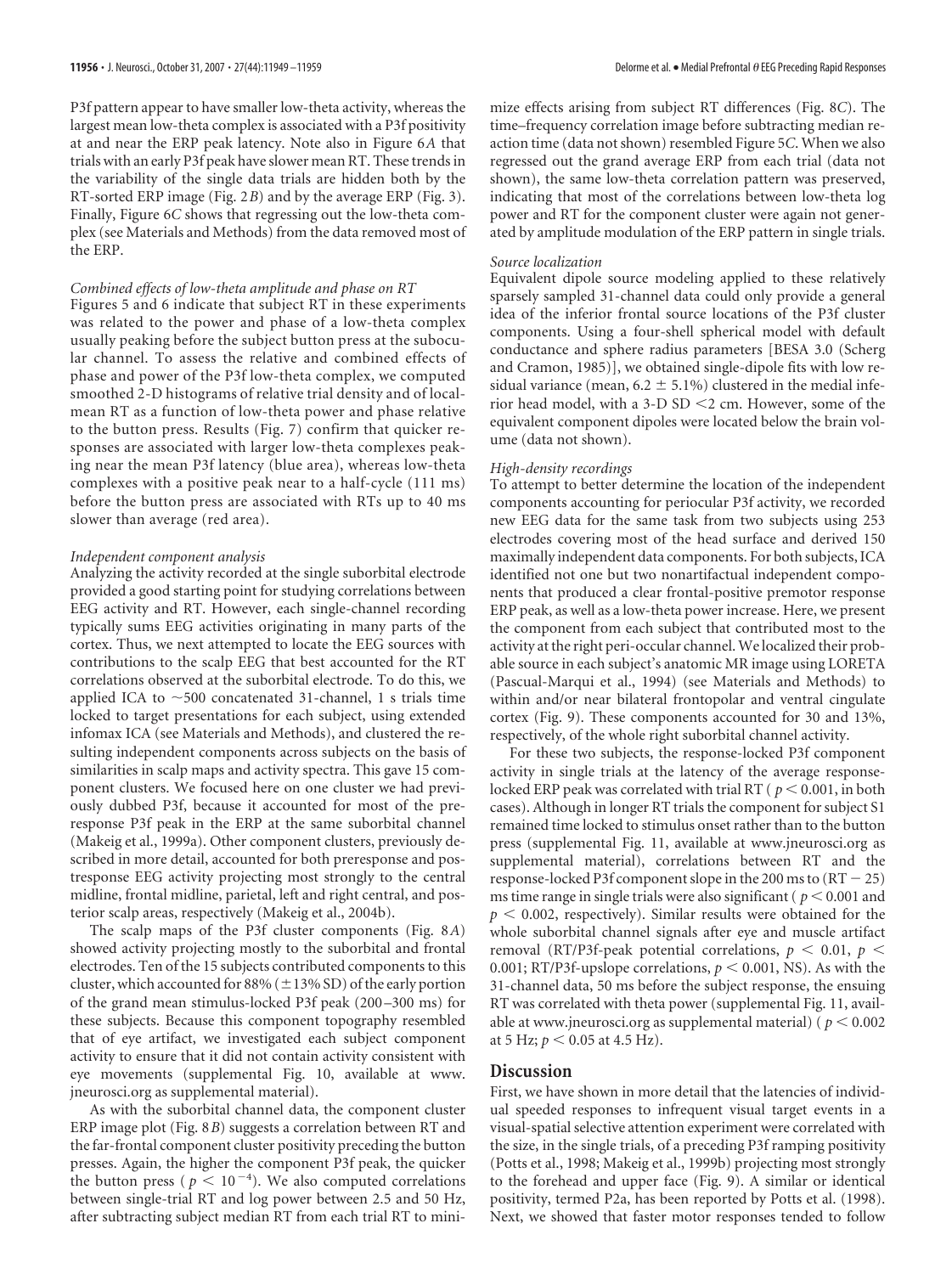P3f pattern appear to have smaller low-theta activity, whereas the largest mean low-theta complex is associated with a P3f positivity at and near the ERP peak latency. Note also in Figure 6*A* that trials with an early P3f peak have slower mean RT. These trends in the variability of the single data trials are hidden both by the RT-sorted ERP image (Fig. 2*B*) and by the average ERP (Fig. 3). Finally, Figure 6*C* shows that regressing out the low-theta complex (see Materials and Methods) from the data removed most of the ERP.

#### *Combined effects of low-theta amplitude and phase on RT*

Figures 5 and 6 indicate that subject RT in these experiments was related to the power and phase of a low-theta complex usually peaking before the subject button press at the subocular channel. To assess the relative and combined effects of phase and power of the P3f low-theta complex, we computed smoothed 2-D histograms of relative trial density and of local-mean RT as a function of low-theta power and phase relative to the button press. Results (Fig. 7) confirm that quicker responses are associated with larger low-theta complexes peaking near the mean P3f latency (blue area), whereas low-theta complexes with a positive peak near to a half-cycle (111 ms) before the button press are associated with RTs up to 40 ms slower than average (red area).

#### *Independent component analysis*

Analyzing the activity recorded at the single suborbital electrode provided a good starting point for studying correlations between EEG activity and RT. However, each single-channel recording typically sums EEG activities originating in many parts of the cortex. Thus, we next attempted to locate the EEG sources with contributions to the scalp EEG that best accounted for the RT correlations observed at the suborbital electrode. To do this, we applied ICA to ~500 concatenated 31-channel, 1 s trials time locked to target presentations for each subject, using extended infomax ICA (see Materials and Methods), and clustered the resulting independent components across subjects on the basis of similarities in scalp maps and activity spectra. This gave 15 component clusters. We focused here on one cluster we had previously dubbed P3f, because it accounted for most of the preresponse P3f peak in the ERP at the same suborbital channel (Makeig et al., 1999a). Other component clusters, previously described in more detail, accounted for both preresponse and postresponse EEG activity projecting most strongly to the central midline, frontal midline, parietal, left and right central, and posterior scalp areas, respectively (Makeig et al., 2004b).

The scalp maps of the P3f cluster components (Fig. 8*A*) showed activity projecting mostly to the suborbital and frontal electrodes. Ten of the 15 subjects contributed components to this cluster, which accounted for 88% (±13% SD) of the early portion of the grand mean stimulus-locked P3f peak (200–300 ms) for these subjects. Because this component topography resembled that of eye artifact, we investigated each subject component activity to ensure that it did not contain activity consistent with eye movements (supplemental Fig. 10, available at www.jneurosci.org as supplemental material).

As with the suborbital channel data, the component cluster ERP image plot (Fig. 8*B*) suggests a correlation between RT and the far-frontal component cluster positivity preceding the button presses. Again, the higher the component P3f peak, the quicker the button press ($p < 10^{-4}$). We also computed correlations between single-trial RT and log power between 2.5 and 50 Hz, after subtracting subject median RT from each trial RT to minimize effects arising from subject RT differences (Fig. 8*C*). The time–frequency correlation image before subtracting median reaction time (data not shown) resembled Figure 5*C*. When we also regressed out the grand average ERP from each trial (data not shown), the same low-theta correlation pattern was preserved, indicating that most of the correlations between low-theta log power and RT for the component cluster were again not generated by amplitude modulation of the ERP pattern in single trials.

#### *Source localization*

Equivalent dipole source modeling applied to these relatively sparsely sampled 31-channel data could only provide a general idea of the inferior frontal source locations of the P3f cluster components. Using a four-shell spherical model with default conductance and sphere radius parameters [BESA 3.0 (Scherg and Cramon, 1985)], we obtained single-dipole fits with low residual variance (mean, 6.2 ± 5.1%) clustered in the medial inferior head model, with a 3-D SD <2 cm. However, some of the equivalent component dipoles were located below the brain volume (data not shown).

#### *High-density recordings*

To attempt to better determine the location of the independent components accounting for periocular P3f activity, we recorded new EEG data for the same task from two subjects using 253 electrodes covering most of the head surface and derived 150 maximally independent data components. For both subjects, ICA identified not one but two nonartifactual independent components that produced a clear frontal-positive premotor response ERP peak, as well as a low-theta power increase. Here, we present the component from each subject that contributed most to the activity at the right peri-occular channel. We localized their probable source in each subject's anatomic MR image using LORETA (Pascual-Marqui et al., 1994) (see Materials and Methods) to within and/or near bilateral frontopolar and ventral cingulate cortex (Fig. 9). These components accounted for 30 and 13%, respectively, of the whole right suborbital channel activity.

For these two subjects, the response-locked P3f component activity in single trials at the latency of the average response-locked ERP peak was correlated with trial RT ($p < 0.001$, in both cases). Although in longer RT trials the component for subject S1 remained time locked to stimulus onset rather than to the button press (supplemental Fig. 11, available at www.jneurosci.org as supplemental material), correlations between RT and the response-locked P3f component slope in the 200 ms to (RT − 25) ms time range in single trials were also significant ($p < 0.001$ and $p < 0.002$, respectively). Similar results were obtained for the whole suborbital channel signals after eye and muscle artifact removal (RT/P3f-peak potential correlations, $p < 0.01$, $p < 0.001$; RT/P3f-upslope correlations, $p < 0.001$, NS). As with the 31-channel data, 50 ms before the subject response, the ensuing RT was correlated with theta power (supplemental Fig. 11, available at www.jneurosci.org as supplemental material) ($p < 0.002$ at 5 Hz; $p < 0.05$ at 4.5 Hz).

## Discussion

First, we have shown in more detail that the latencies of individual speeded responses to infrequent visual target events in a visual-spatial selective attention experiment were correlated with the size, in the single trials, of a preceding P3f ramping positivity (Potts et al., 1998; Makeig et al., 1999b) projecting most strongly to the forehead and upper face (Fig. 9). A similar or identical positivity, termed P2a, has been reported by Potts et al. (1998). Next, we showed that faster motor responses tended to follow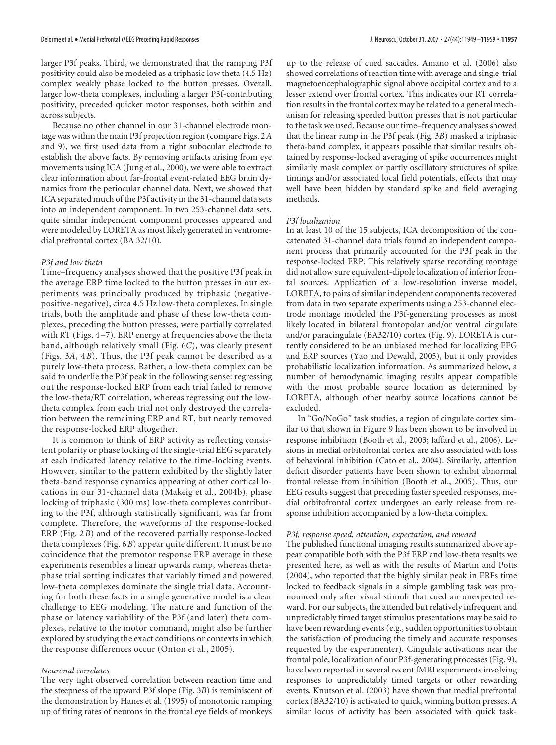larger P3f peaks. Third, we demonstrated that the ramping P3f positivity could also be modeled as a triphasic low theta (4.5 Hz) complex weakly phase locked to the button presses. Overall, larger low-theta complexes, including a larger P3f-contributing positivity, preceded quicker motor responses, both within and across subjects.

Because no other channel in our 31-channel electrode montage was within the main P3f projection region (compare Figs. 2*A* and 9), we first used data from a right subocular electrode to establish the above facts. By removing artifacts arising from eye movements using ICA (Jung et al., 2000), we were able to extract clear information about far-frontal event-related EEG brain dynamics from the periocular channel data. Next, we showed that ICA separated much of the P3f activity in the 31-channel data sets into an independent component. In two 253-channel data sets, quite similar independent component processes appeared and were modeled by LORETA as most likely generated in ventromedial prefrontal cortex (BA 32/10).

*P3f and low theta*

Time–frequency analyses showed that the positive P3f peak in the average ERP time locked to the button presses in our experiments was principally produced by triphasic (negative-positive-negative), circa 4.5 Hz low-theta complexes. In single trials, both the amplitude and phase of these low-theta complexes, preceding the button presses, were partially correlated with RT (Figs. 4–7). ERP energy at frequencies above the theta band, although relatively small (Fig. 6*C*), was clearly present (Figs. 3*A*, 4*B*). Thus, the P3f peak cannot be described as a purely low-theta process. Rather, a low-theta complex can be said to underlie the P3f peak in the following sense: regressing out the response-locked ERP from each trial failed to remove the low-theta/RT correlation, whereas regressing out the low-theta complex from each trial not only destroyed the correlation between the remaining ERP and RT, but nearly removed the response-locked ERP altogether.

It is common to think of ERP activity as reflecting consistent polarity or phase locking of the single-trial EEG separately at each indicated latency relative to the time-locking events. However, similar to the pattern exhibited by the slightly later theta-band response dynamics appearing at other cortical locations in our 31-channel data (Makeig et al., 2004b), phase locking of triphasic (300 ms) low-theta complexes contributing to the P3f, although statistically significant, was far from complete. Therefore, the waveforms of the response-locked ERP (Fig. 2*B*) and of the recovered partially response-locked theta complexes (Fig. 6*B*) appear quite different. It must be no coincidence that the premotor response ERP average in these experiments resembles a linear upwards ramp, whereas theta-phase trial sorting indicates that variably timed and powered low-theta complexes dominate the single trial data. Accounting for both these facts in a single generative model is a clear challenge to EEG modeling. The nature and function of the phase or latency variability of the P3f (and later) theta complexes, relative to the motor command, might also be further explored by studying the exact conditions or contexts in which the response differences occur (Onton et al., 2005).

*Neuronal correlates*

The very tight observed correlation between reaction time and the steepness of the upward P3f slope (Fig. 3*B*) is reminiscent of the demonstration by Hanes et al. (1995) of monotonic ramping up of firing rates of neurons in the frontal eye fields of monkeys up to the release of cued saccades. Amano et al. (2006) also showed correlations of reaction time with average and single-trial magnetoencephalographic signal above occipital cortex and to a lesser extend over frontal cortex. This indicates our RT correlation results in the frontal cortex may be related to a general mechanism for releasing speeded button presses that is not particular to the task we used. Because our time–frequency analyses showed that the linear ramp in the P3f peak (Fig. 3*B*) masked a triphasic theta-band complex, it appears possible that similar results obtained by response-locked averaging of spike occurrences might similarly mask complex or partly oscillatory structures of spike timings and/or associated local field potentials, effects that may well have been hidden by standard spike and field averaging methods.

*P3f localization*

In at least 10 of the 15 subjects, ICA decomposition of the concatenated 31-channel data trials found an independent component process that primarily accounted for the P3f peak in the response-locked ERP. This relatively sparse recording montage did not allow sure equivalent-dipole localization of inferior frontal sources. Application of a low-resolution inverse model, LORETA, to pairs of similar independent components recovered from data in two separate experiments using a 253-channel electrode montage modeled the P3f-generating processes as most likely located in bilateral frontopolar and/or ventral cingulate and/or paracingulate (BA32/10) cortex (Fig. 9). LORETA is currently considered to be an unbiased method for localizing EEG and ERP sources (Yao and Dewald, 2005), but it only provides probabilistic localization information. As summarized below, a number of hemodynamic imaging results appear compatible with the most probable source location as determined by LORETA, although other nearby source locations cannot be excluded.

In "Go/NoGo" task studies, a region of cingulate cortex similar to that shown in Figure 9 has been shown to be involved in response inhibition (Booth et al., 2003; Jaffard et al., 2006). Lesions in medial orbitofrontal cortex are also associated with loss of behavioral inhibition (Cato et al., 2004). Similarly, attention deficit disorder patients have been shown to exhibit abnormal frontal release from inhibition (Booth et al., 2005). Thus, our EEG results suggest that preceding faster speeded responses, medial orbitofrontal cortex undergoes an early release from response inhibition accompanied by a low-theta complex.

*P3f, response speed, attention, expectation, and reward*

The published functional imaging results summarized above appear compatible both with the P3f ERP and low-theta results we presented here, as well as with the results of Martin and Potts (2004), who reported that the highly similar peak in ERPs time locked to feedback signals in a simple gambling task was pronounced only after visual stimuli that cued an unexpected reward. For our subjects, the attended but relatively infrequent and unpredictably timed target stimulus presentations may be said to have been rewarding events (e.g., sudden opportunities to obtain the satisfaction of producing the timely and accurate responses requested by the experimenter). Cingulate activations near the frontal pole, localization of our P3f-generating processes (Fig. 9), have been reported in several recent fMRI experiments involving responses to unpredictably timed targets or other rewarding events. Knutson et al. (2003) have shown that medial prefrontal cortex (BA32/10) is activated to quick, winning button presses. A similar locus of activity has been associated with quick task-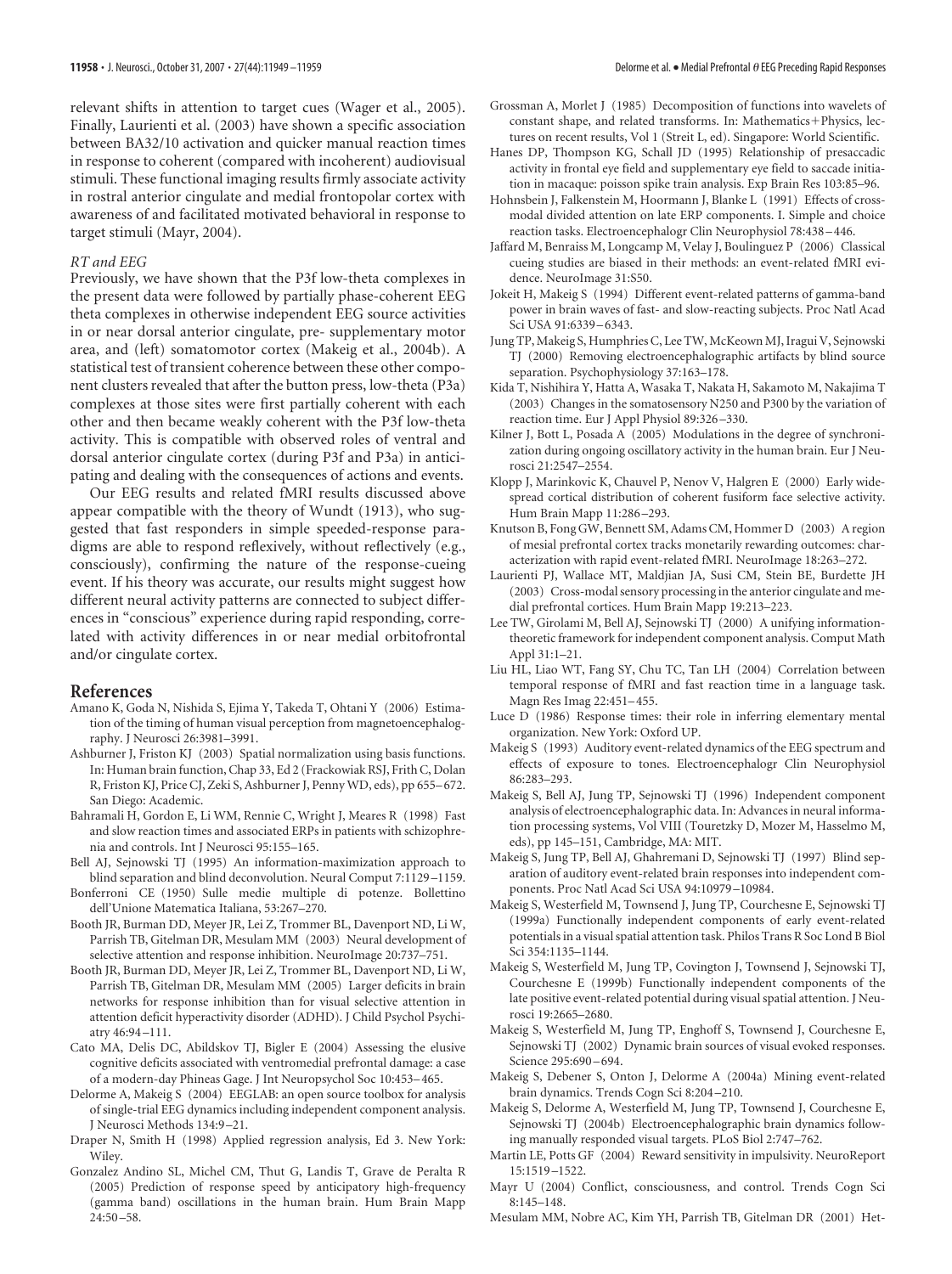relevant shifts in attention to target cues (Wager et al., 2005). Finally, Laurienti et al. (2003) have shown a specific association between BA32/10 activation and quicker manual reaction times in response to coherent (compared with incoherent) audiovisual stimuli. These functional imaging results firmly associate activity in rostral anterior cingulate and medial frontopolar cortex with awareness of and facilitated motivated behavioral in response to target stimuli (Mayr, 2004).

### *RT and EEG*

Previously, we have shown that the P3f low-theta complexes in the present data were followed by partially phase-coherent EEG theta complexes in otherwise independent EEG source activities in or near dorsal anterior cingulate, pre- supplementary motor area, and (left) somatomotor cortex (Makeig et al., 2004b). A statistical test of transient coherence between these other component clusters revealed that after the button press, low-theta (P3a) complexes at those sites were first partially coherent with each other and then became weakly coherent with the P3f low-theta activity. This is compatible with observed roles of ventral and dorsal anterior cingulate cortex (during P3f and P3a) in anticipating and dealing with the consequences of actions and events.

Our EEG results and related fMRI results discussed above appear compatible with the theory of Wundt (1913), who suggested that fast responders in simple speeded-response paradigms are able to respond reflexively, without reflectively (e.g., consciously), confirming the nature of the response-cueing event. If his theory was accurate, our results might suggest how different neural activity patterns are connected to subject differences in "conscious" experience during rapid responding, correlated with activity differences in or near medial orbitofrontal and/or cingulate cortex.

## References

Amano K, Goda N, Nishida S, Ejima Y, Takeda T, Ohtani Y (2006) Estimation of the timing of human visual perception from magnetoencephalography. J Neurosci 26:3981–3991.

Ashburner J, Friston KJ (2003) Spatial normalization using basis functions. In: Human brain function, Chap 33, Ed 2 (Frackowiak RSJ, Frith C, Dolan R, Friston KJ, Price CJ, Zeki S, Ashburner J, Penny WD, eds), pp 655–672. San Diego: Academic.

Bahramali H, Gordon E, Li WM, Rennie C, Wright J, Meares R (1998) Fast and slow reaction times and associated ERPs in patients with schizophrenia and controls. Int J Neurosci 95:155–165.

Bell AJ, Sejnowski TJ (1995) An information-maximization approach to blind separation and blind deconvolution. Neural Comput 7:1129–1159.

Bonferroni CE (1950) Sulle medie multiple di potenze. Bollettino dell'Unione Matematica Italiana, 53:267–270.

Booth JR, Burman DD, Meyer JR, Lei Z, Trommer BL, Davenport ND, Li W, Parrish TB, Gitelman DR, Mesulam MM (2003) Neural development of selective attention and response inhibition. NeuroImage 20:737–751.

Booth JR, Burman DD, Meyer JR, Lei Z, Trommer BL, Davenport ND, Li W, Parrish TB, Gitelman DR, Mesulam MM (2005) Larger deficits in brain networks for response inhibition than for visual selective attention in attention deficit hyperactivity disorder (ADHD). J Child Psychol Psychiatry 46:94–111.

Cato MA, Delis DC, Abildskov TJ, Bigler E (2004) Assessing the elusive cognitive deficits associated with ventromedial prefrontal damage: a case of a modern-day Phineas Gage. J Int Neuropsychol Soc 10:453–465.

Delorme A, Makeig S (2004) EEGLAB: an open source toolbox for analysis of single-trial EEG dynamics including independent component analysis. J Neurosci Methods 134:9–21.

Draper N, Smith H (1998) Applied regression analysis, Ed 3. New York: Wiley.

Gonzalez Andino SL, Michel CM, Thut G, Landis T, Grave de Peralta R (2005) Prediction of response speed by anticipatory high-frequency (gamma band) oscillations in the human brain. Hum Brain Mapp 24:50–58.

Grossman A, Morlet J (1985) Decomposition of functions into wavelets of constant shape, and related transforms. In: Mathematics+Physics, lectures on recent results, Vol 1 (Streit L, ed). Singapore: World Scientific.

Hanes DP, Thompson KG, Schall JD (1995) Relationship of presaccadic activity in frontal eye field and supplementary eye field to saccade initiation in macaque: poisson spike train analysis. Exp Brain Res 103:85–96.

Hohnsbein J, Falkenstein M, Hoormann J, Blanke L (1991) Effects of crossmodal divided attention on late ERP components. I. Simple and choice reaction tasks. Electroencephalogr Clin Neurophysiol 78:438–446.

Jaffard M, Benraiss M, Longcamp M, Velay J, Boulinguez P (2006) Classical cueing studies are biased in their methods: an event-related fMRI evidence. NeuroImage 31:S50.

Jokeit H, Makeig S (1994) Different event-related patterns of gamma-band power in brain waves of fast- and slow-reacting subjects. Proc Natl Acad Sci USA 91:6339–6343.

Jung TP, Makeig S, Humphries C, Lee TW, McKeown MJ, Iragui V, Sejnowski TJ (2000) Removing electroencephalographic artifacts by blind source separation. Psychophysiology 37:163–178.

Kida T, Nishihira Y, Hatta A, Wasaka T, Nakata H, Sakamoto M, Nakajima T (2003) Changes in the somatosensory N250 and P300 by the variation of reaction time. Eur J Appl Physiol 89:326–330.

Kilner J, Bott L, Posada A (2005) Modulations in the degree of synchronization during ongoing oscillatory activity in the human brain. Eur J Neurosci 21:2547–2554.

Klopp J, Marinkovic K, Chauvel P, Nenov V, Halgren E (2000) Early widespread cortical distribution of coherent fusiform face selective activity. Hum Brain Mapp 11:286–293.

Knutson B, Fong GW, Bennett SM, Adams CM, Hommer D (2003) A region of mesial prefrontal cortex tracks monetarily rewarding outcomes: characterization with rapid event-related fMRI. NeuroImage 18:263–272.

Laurienti PJ, Wallace MT, Maldjian JA, Susi CM, Stein BE, Burdette JH (2003) Cross-modal sensory processing in the anterior cingulate and medial prefrontal cortices. Hum Brain Mapp 19:213–223.

Lee TW, Girolami M, Bell AJ, Sejnowski TJ (2000) A unifying information-theoretic framework for independent component analysis. Comput Math Appl 31:1–21.

Liu HL, Liao WT, Fang SY, Chu TC, Tan LH (2004) Correlation between temporal response of fMRI and fast reaction time in a language task. Magn Res Imag 22:451–455.

Luce D (1986) Response times: their role in inferring elementary mental organization. New York: Oxford UP.

Makeig S (1993) Auditory event-related dynamics of the EEG spectrum and effects of exposure to tones. Electroencephalogr Clin Neurophysiol 86:283–293.

Makeig S, Bell AJ, Jung TP, Sejnowski TJ (1996) Independent component analysis of electroencephalographic data. In: Advances in neural information processing systems, Vol VIII (Touretzky D, Mozer M, Hasselmo M, eds), pp 145–151, Cambridge, MA: MIT.

Makeig S, Jung TP, Bell AJ, Ghahremani D, Sejnowski TJ (1997) Blind separation of auditory event-related brain responses into independent components. Proc Natl Acad Sci USA 94:10979–10984.

Makeig S, Westerfield M, Townsend J, Jung TP, Courchesne E, Sejnowski TJ (1999a) Functionally independent components of early event-related potentials in a visual spatial attention task. Philos Trans R Soc Lond B Biol Sci 354:1135–1144.

Makeig S, Westerfield M, Jung TP, Covington J, Townsend J, Sejnowski TJ, Courchesne E (1999b) Functionally independent components of the late positive event-related potential during visual spatial attention. J Neurosci 19:2665–2680.

Makeig S, Westerfield M, Jung TP, Enghoff S, Townsend J, Courchesne E, Sejnowski TJ (2002) Dynamic brain sources of visual evoked responses. Science 295:690–694.

Makeig S, Debener S, Onton J, Delorme A (2004a) Mining event-related brain dynamics. Trends Cogn Sci 8:204–210.

Makeig S, Delorme A, Westerfield M, Jung TP, Townsend J, Courchesne E, Sejnowski TJ (2004b) Electroencephalographic brain dynamics following manually responded visual targets. PLoS Biol 2:747–762.

Martin LE, Potts GF (2004) Reward sensitivity in impulsivity. NeuroReport 15:1519–1522.

Mayr U (2004) Conflict, consciousness, and control. Trends Cogn Sci 8:145–148.

Mesulam MM, Nobre AC, Kim YH, Parrish TB, Gitelman DR (2001) Het-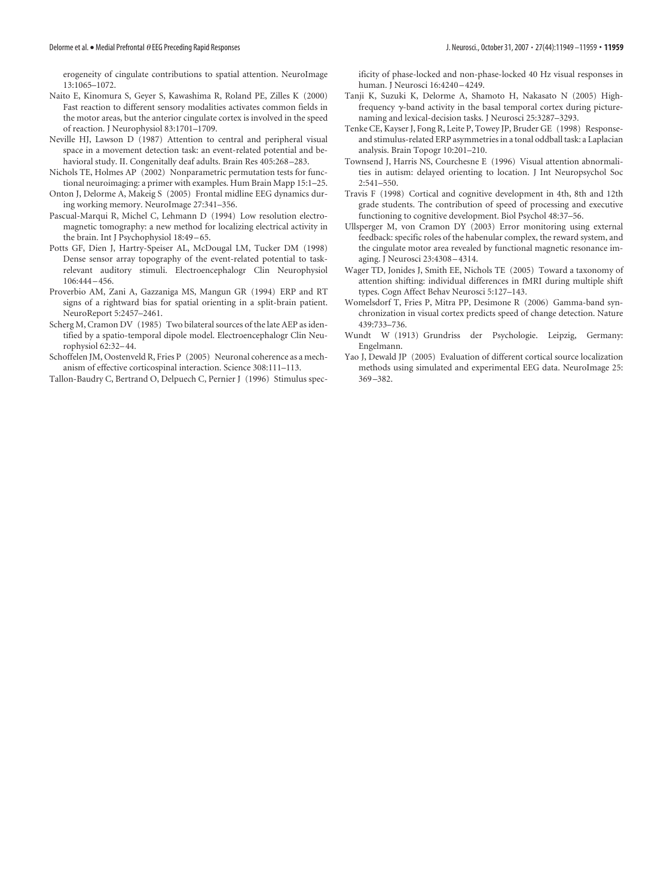erogeneity of cingulate contributions to spatial attention. NeuroImage 13:1065–1072.

Naito E, Kinomura S, Geyer S, Kawashima R, Roland PE, Zilles K (2000) Fast reaction to different sensory modalities activates common fields in the motor areas, but the anterior cingulate cortex is involved in the speed of reaction. J Neurophysiol 83:1701–1709.

Neville HJ, Lawson D (1987) Attention to central and peripheral visual space in a movement detection task: an event-related potential and behavioral study. II. Congenitally deaf adults. Brain Res 405:268–283.

Nichols TE, Holmes AP (2002) Nonparametric permutation tests for functional neuroimaging: a primer with examples. Hum Brain Mapp 15:1–25.

Onton J, Delorme A, Makeig S (2005) Frontal midline EEG dynamics during working memory. NeuroImage 27:341–356.

Pascual-Marqui R, Michel C, Lehmann D (1994) Low resolution electromagnetic tomography: a new method for localizing electrical activity in the brain. Int J Psychophysiol 18:49–65.

Potts GF, Dien J, Hartry-Speiser AL, McDougal LM, Tucker DM (1998) Dense sensor array topography of the event-related potential to task-relevant auditory stimuli. Electroencephalogr Clin Neurophysiol 106:444–456.

Proverbio AM, Zani A, Gazzaniga MS, Mangun GR (1994) ERP and RT signs of a rightward bias for spatial orienting in a split-brain patient. NeuroReport 5:2457–2461.

Scherg M, Cramon DV (1985) Two bilateral sources of the late AEP as identified by a spatio-temporal dipole model. Electroencephalogr Clin Neurophysiol 62:32–44.

Schoffelen JM, Oostenveld R, Fries P (2005) Neuronal coherence as a mechanism of effective corticospinal interaction. Science 308:111–113.

Tallon-Baudry C, Bertrand O, Delpuech C, Pernier J (1996) Stimulus specificity of phase-locked and non-phase-locked 40 Hz visual responses in human. J Neurosci 16:4240–4249.

Tanji K, Suzuki K, Delorme A, Shamoto H, Nakasato N (2005) High-frequency $\gamma$-band activity in the basal temporal cortex during picture-naming and lexical-decision tasks. J Neurosci 25:3287–3293.

Tenke CE, Kayser J, Fong R, Leite P, Towey JP, Bruder GE (1998) Response- and stimulus-related ERP asymmetries in a tonal oddball task: a Laplacian analysis. Brain Topogr 10:201–210.

Townsend J, Harris NS, Courchesne E (1996) Visual attention abnormalities in autism: delayed orienting to location. J Int Neuropsychol Soc 2:541–550.

Travis F (1998) Cortical and cognitive development in 4th, 8th and 12th grade students. The contribution of speed of processing and executive functioning to cognitive development. Biol Psychol 48:37–56.

Ullsperger M, von Cramon DY (2003) Error monitoring using external feedback: specific roles of the habenular complex, the reward system, and the cingulate motor area revealed by functional magnetic resonance imaging. J Neurosci 23:4308–4314.

Wager TD, Jonides J, Smith EE, Nichols TE (2005) Toward a taxonomy of attention shifting: individual differences in fMRI during multiple shift types. Cogn Affect Behav Neurosci 5:127–143.

Womelsdorf T, Fries P, Mitra PP, Desimone R (2006) Gamma-band synchronization in visual cortex predicts speed of change detection. Nature 439:733–736.

Wundt W (1913) Grundriss der Psychologie. Leipzig, Germany: Engelmann.

Yao J, Dewald JP (2005) Evaluation of different cortical source localization methods using simulated and experimental EEG data. NeuroImage 25: 369–382.